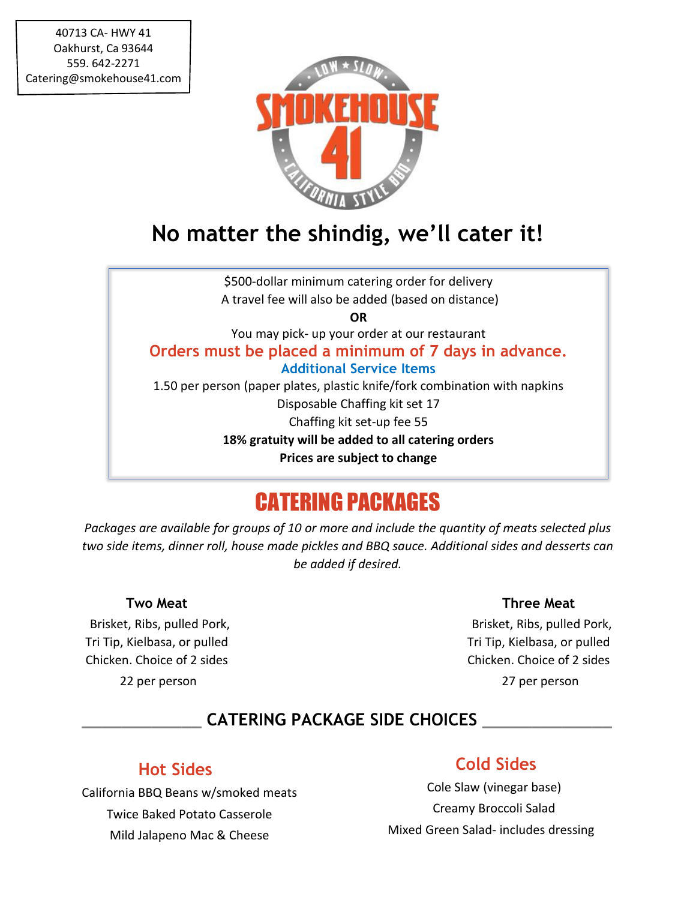40713 CA- HWY 41
Oakhurst, Ca 93644
559. 642-2271
Catering@smokehouse41.com

LOW ★ SLOW

SMOKEHOUSE 41

CALIFORNIA STYLE BBQ

# No matter the shindig, we'll cater it!

$500-dollar minimum catering order for delivery
A travel fee will also be added (based on distance)

**OR**

You may pick- up your order at our restaurant

**Orders must be placed a minimum of 7 days in advance.**

**Additional Service Items**

1.50 per person (paper plates, plastic knife/fork combination with napkins
Disposable Chaffing kit set 17
Chaffing kit set-up fee 55

**18% gratuity will be added to all catering orders**

**Prices are subject to change**

# CATERING PACKAGES

*Packages are available for groups of 10 or more and include the quantity of meats selected plus two side items, dinner roll, house made pickles and BBQ sauce. Additional sides and desserts can be added if desired.*

### Two Meat

Brisket, Ribs, pulled Pork, Tri Tip, Kielbasa, or pulled Chicken. Choice of 2 sides

22 per person

### Three Meat

Brisket, Ribs, pulled Pork, Tri Tip, Kielbasa, or pulled Chicken. Choice of 2 sides

27 per person

## CATERING PACKAGE SIDE CHOICES

### Hot Sides

California BBQ Beans w/smoked meats
Twice Baked Potato Casserole
Mild Jalapeno Mac & Cheese

### Cold Sides

Cole Slaw (vinegar base)
Creamy Broccoli Salad
Mixed Green Salad- includes dressing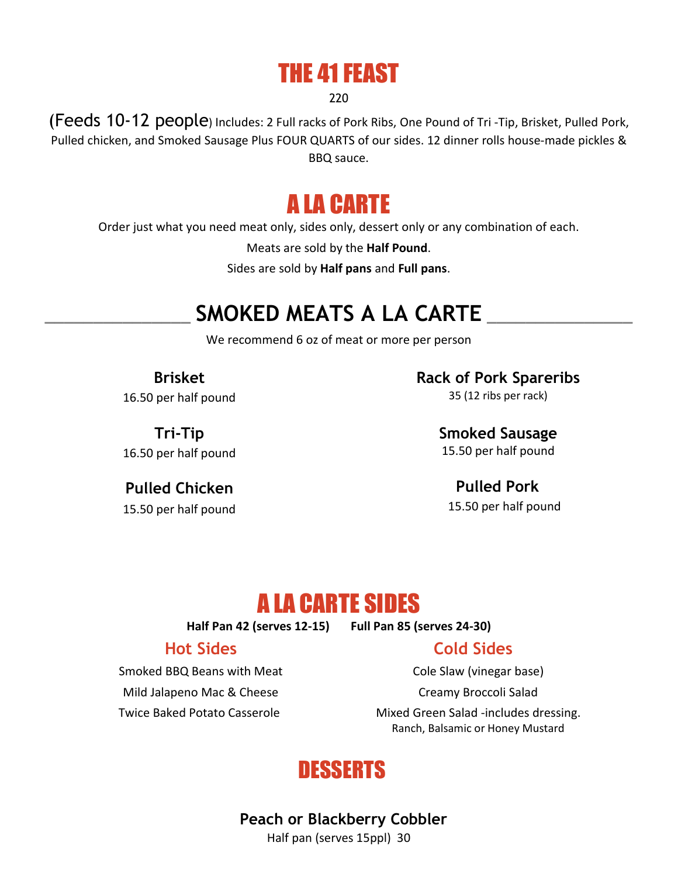# THE 41 FEAST

220

(Feeds 10-12 people) Includes: 2 Full racks of Pork Ribs, One Pound of Tri -Tip, Brisket, Pulled Pork, Pulled chicken, and Smoked Sausage Plus FOUR QUARTS of our sides. 12 dinner rolls house-made pickles & BBQ sauce.

# A LA CARTE

Order just what you need meat only, sides only, dessert only or any combination of each.

Meats are sold by the **Half Pound**.

Sides are sold by **Half pans** and **Full pans**.

## SMOKED MEATS A LA CARTE

We recommend 6 oz of meat or more per person

**Brisket**
16.50 per half pound

**Tri-Tip**
16.50 per half pound

**Pulled Chicken**
15.50 per half pound

**Rack of Pork Spareribs**
35 (12 ribs per rack)

**Smoked Sausage**
15.50 per half pound

**Pulled Pork**
15.50 per half pound

# A LA CARTE SIDES

**Half Pan 42 (serves 12-15)** **Full Pan 85 (serves 24-30)**

### Hot Sides

Smoked BBQ Beans with Meat

Mild Jalapeno Mac & Cheese

Twice Baked Potato Casserole

### Cold Sides

Cole Slaw (vinegar base)

Creamy Broccoli Salad

Mixed Green Salad -includes dressing.
Ranch, Balsamic or Honey Mustard

# DESSERTS

**Peach or Blackberry Cobbler**
Half pan (serves 15ppl) 30